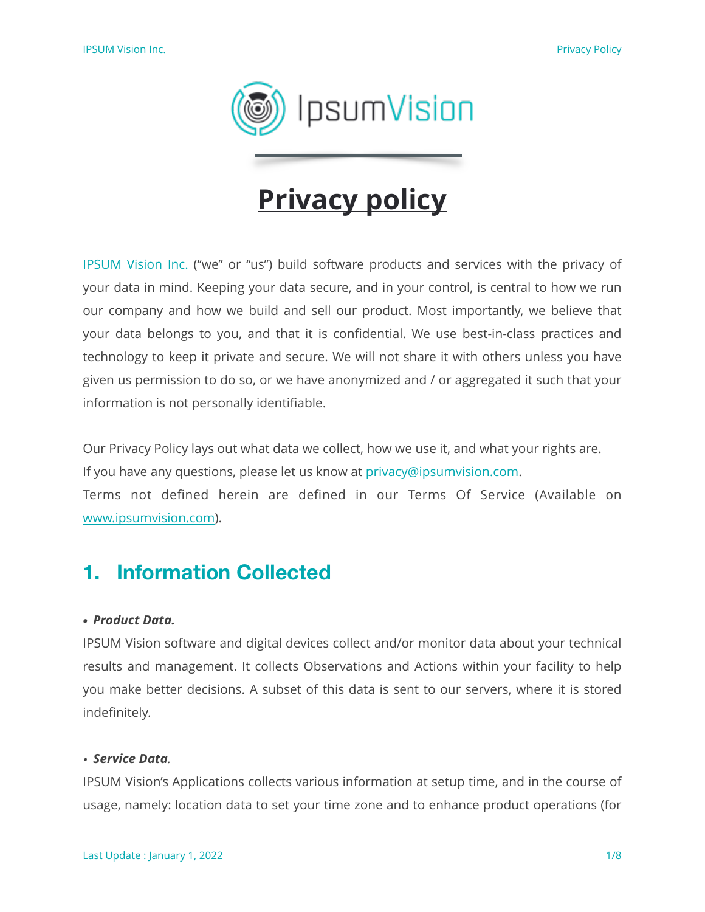# Privacy policy

IPSUM Vision Inc. ("we" or "us") build software products and services with the privacy of your data in mind. Keeping your data secure, and in your control, is central to how we run our company and how we build and sell our product. Most importantly, we believe that your data belongs to you, and that it is confidential. We use best-in-class practices and technology to keep it private and secure. We will not share it with others unless you have given us permission to do so, or we have anonymized and / or aggregated it such that your information is not personally identifiable.

Our Privacy Policy lays out what data we collect, how we use it, and what your rights are.
If you have any questions, please let us know at privacy@ipsumvision.com.
Terms not defined herein are defined in our Terms Of Service (Available on www.ipsumvision.com).

## 1. Information Collected

- ***Product Data.***

IPSUM Vision software and digital devices collect and/or monitor data about your technical results and management. It collects Observations and Actions within your facility to help you make better decisions. A subset of this data is sent to our servers, where it is stored indefinitely.

- ***Service Data***.

IPSUM Vision's Applications collects various information at setup time, and in the course of usage, namely: location data to set your time zone and to enhance product operations (for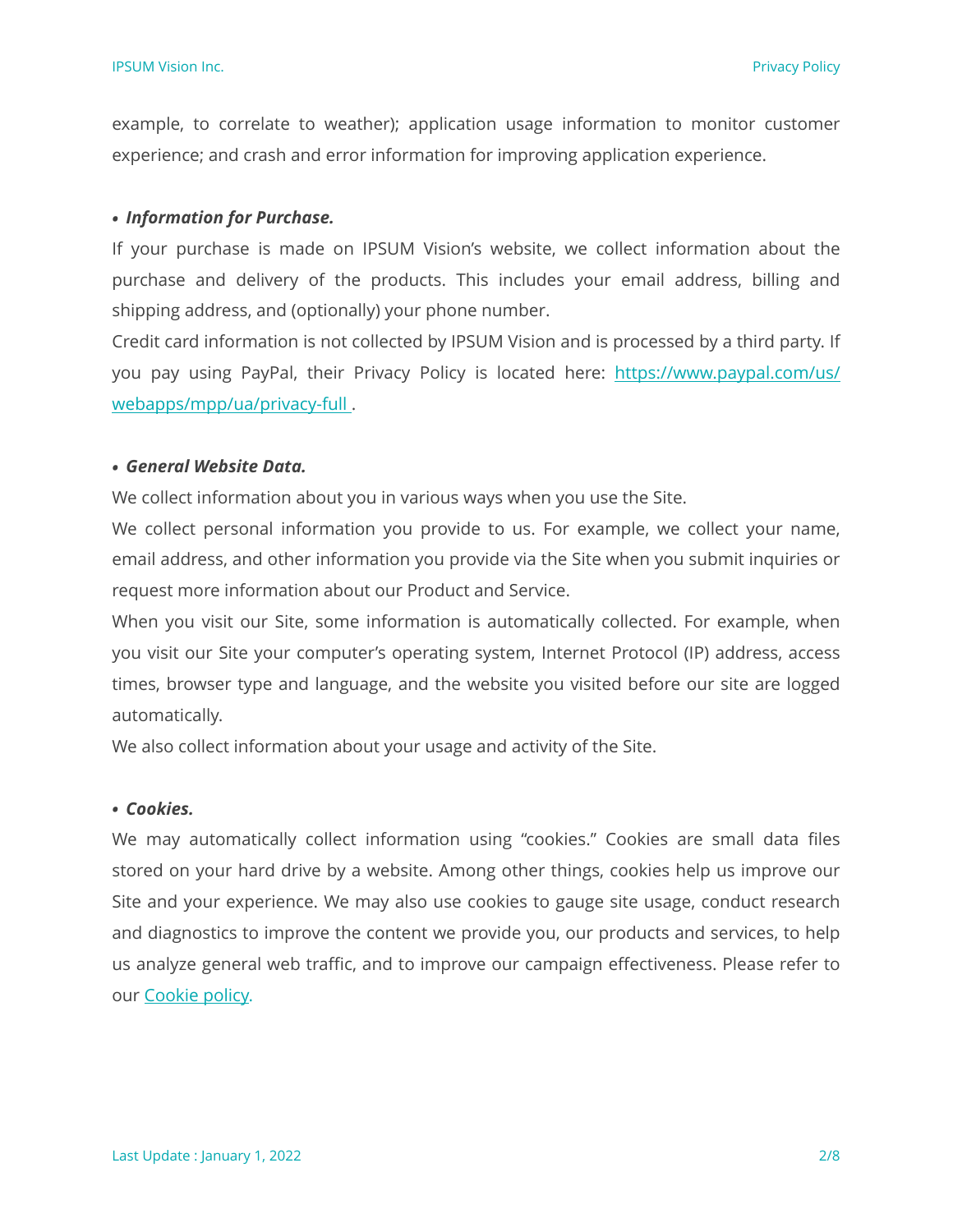example, to correlate to weather); application usage information to monitor customer experience; and crash and error information for improving application experience.

- ***Information for Purchase.***

If your purchase is made on IPSUM Vision's website, we collect information about the purchase and delivery of the products. This includes your email address, billing and shipping address, and (optionally) your phone number.

Credit card information is not collected by IPSUM Vision and is processed by a third party. If you pay using PayPal, their Privacy Policy is located here: [https://www.paypal.com/us/webapps/mpp/ua/privacy-full](https://www.paypal.com/us/webapps/mpp/ua/privacy-full).

- ***General Website Data.***

We collect information about you in various ways when you use the Site.

We collect personal information you provide to us. For example, we collect your name, email address, and other information you provide via the Site when you submit inquiries or request more information about our Product and Service.

When you visit our Site, some information is automatically collected. For example, when you visit our Site your computer's operating system, Internet Protocol (IP) address, access times, browser type and language, and the website you visited before our site are logged automatically.

We also collect information about your usage and activity of the Site.

- ***Cookies.***

We may automatically collect information using "cookies." Cookies are small data files stored on your hard drive by a website. Among other things, cookies help us improve our Site and your experience. We may also use cookies to gauge site usage, conduct research and diagnostics to improve the content we provide you, our products and services, to help us analyze general web traffic, and to improve our campaign effectiveness. Please refer to our Cookie policy.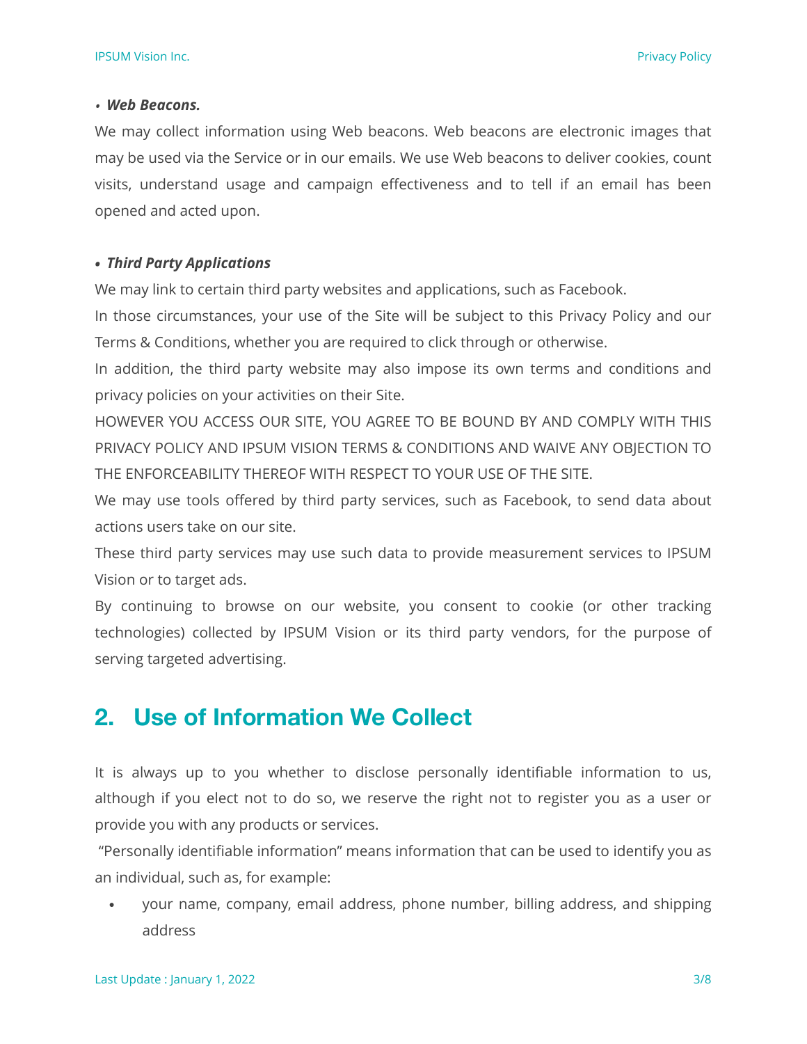- ***Web Beacons.***

We may collect information using Web beacons. Web beacons are electronic images that may be used via the Service or in our emails. We use Web beacons to deliver cookies, count visits, understand usage and campaign effectiveness and to tell if an email has been opened and acted upon.

- ***Third Party Applications***

We may link to certain third party websites and applications, such as Facebook.

In those circumstances, your use of the Site will be subject to this Privacy Policy and our Terms & Conditions, whether you are required to click through or otherwise.

In addition, the third party website may also impose its own terms and conditions and privacy policies on your activities on their Site.

HOWEVER YOU ACCESS OUR SITE, YOU AGREE TO BE BOUND BY AND COMPLY WITH THIS PRIVACY POLICY AND IPSUM VISION TERMS & CONDITIONS AND WAIVE ANY OBJECTION TO THE ENFORCEABILITY THEREOF WITH RESPECT TO YOUR USE OF THE SITE.

We may use tools offered by third party services, such as Facebook, to send data about actions users take on our site.

These third party services may use such data to provide measurement services to IPSUM Vision or to target ads.

By continuing to browse on our website, you consent to cookie (or other tracking technologies) collected by IPSUM Vision or its third party vendors, for the purpose of serving targeted advertising.

## 2. Use of Information We Collect

It is always up to you whether to disclose personally identifiable information to us, although if you elect not to do so, we reserve the right not to register you as a user or provide you with any products or services.

"Personally identifiable information" means information that can be used to identify you as an individual, such as, for example:

- your name, company, email address, phone number, billing address, and shipping address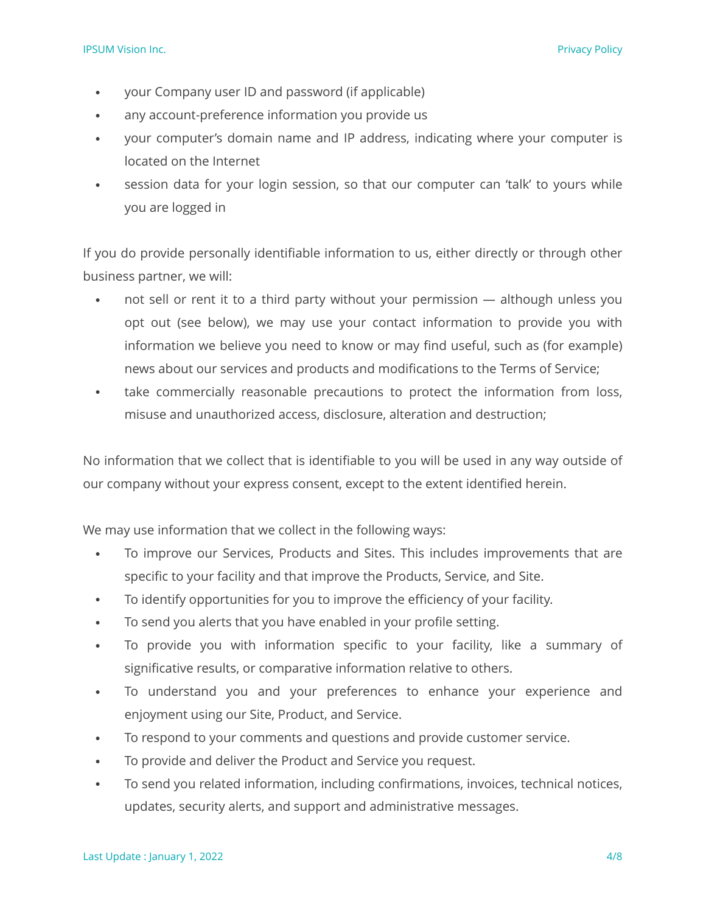- your Company user ID and password (if applicable)
- any account-preference information you provide us
- your computer's domain name and IP address, indicating where your computer is located on the Internet
- session data for your login session, so that our computer can 'talk' to yours while you are logged in

If you do provide personally identifiable information to us, either directly or through other business partner, we will:

- not sell or rent it to a third party without your permission — although unless you opt out (see below), we may use your contact information to provide you with information we believe you need to know or may find useful, such as (for example) news about our services and products and modifications to the Terms of Service;
- take commercially reasonable precautions to protect the information from loss, misuse and unauthorized access, disclosure, alteration and destruction;

No information that we collect that is identifiable to you will be used in any way outside of our company without your express consent, except to the extent identified herein.

We may use information that we collect in the following ways:

- To improve our Services, Products and Sites. This includes improvements that are specific to your facility and that improve the Products, Service, and Site.
- To identify opportunities for you to improve the efficiency of your facility.
- To send you alerts that you have enabled in your profile setting.
- To provide you with information specific to your facility, like a summary of significative results, or comparative information relative to others.
- To understand you and your preferences to enhance your experience and enjoyment using our Site, Product, and Service.
- To respond to your comments and questions and provide customer service.
- To provide and deliver the Product and Service you request.
- To send you related information, including confirmations, invoices, technical notices, updates, security alerts, and support and administrative messages.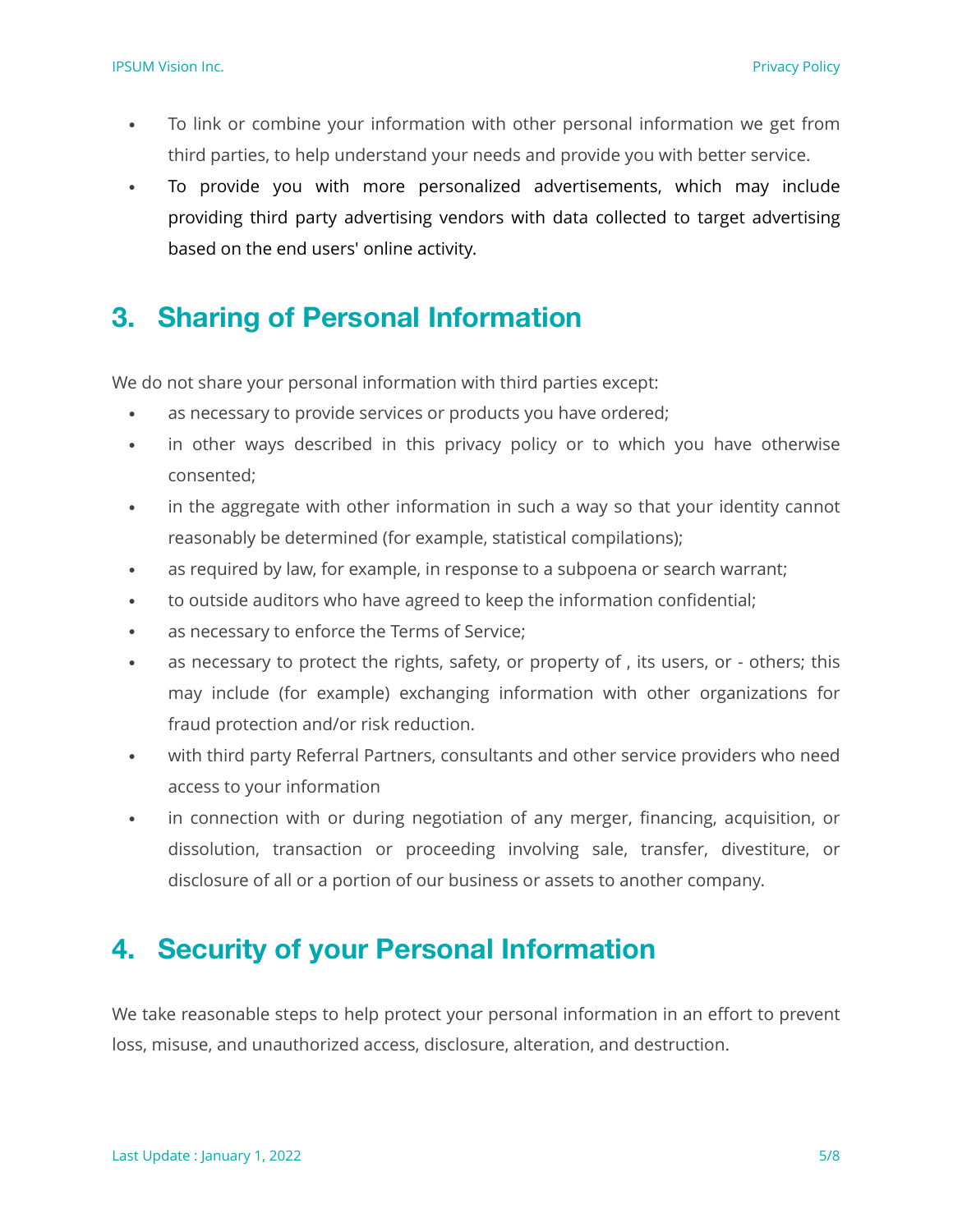- To link or combine your information with other personal information we get from third parties, to help understand your needs and provide you with better service.
- To provide you with more personalized advertisements, which may include providing third party advertising vendors with data collected to target advertising based on the end users' online activity.

## 3. Sharing of Personal Information

We do not share your personal information with third parties except:

- as necessary to provide services or products you have ordered;
- in other ways described in this privacy policy or to which you have otherwise consented;
- in the aggregate with other information in such a way so that your identity cannot reasonably be determined (for example, statistical compilations);
- as required by law, for example, in response to a subpoena or search warrant;
- to outside auditors who have agreed to keep the information confidential;
- as necessary to enforce the Terms of Service;
- as necessary to protect the rights, safety, or property of , its users, or - others; this may include (for example) exchanging information with other organizations for fraud protection and/or risk reduction.
- with third party Referral Partners, consultants and other service providers who need access to your information
- in connection with or during negotiation of any merger, financing, acquisition, or dissolution, transaction or proceeding involving sale, transfer, divestiture, or disclosure of all or a portion of our business or assets to another company.

## 4. Security of your Personal Information

We take reasonable steps to help protect your personal information in an effort to prevent loss, misuse, and unauthorized access, disclosure, alteration, and destruction.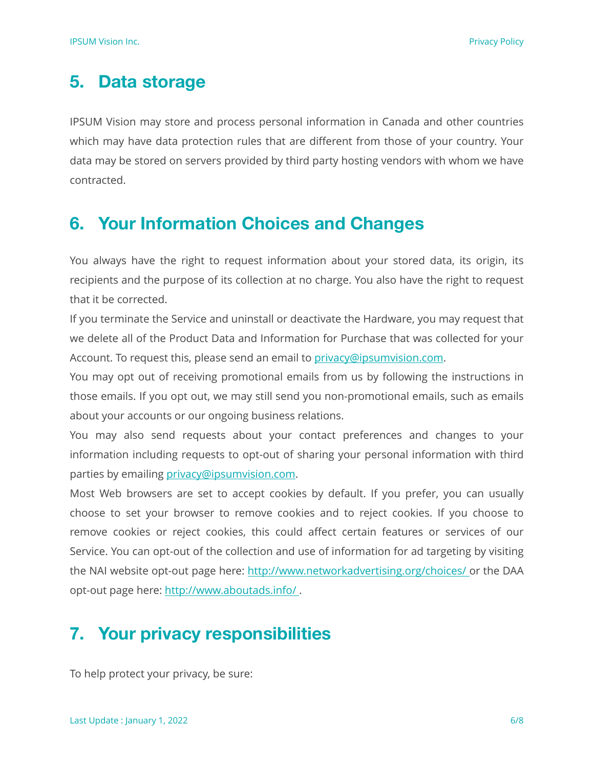## 5. Data storage

IPSUM Vision may store and process personal information in Canada and other countries which may have data protection rules that are different from those of your country. Your data may be stored on servers provided by third party hosting vendors with whom we have contracted.

## 6. Your Information Choices and Changes

You always have the right to request information about your stored data, its origin, its recipients and the purpose of its collection at no charge. You also have the right to request that it be corrected.

If you terminate the Service and uninstall or deactivate the Hardware, you may request that we delete all of the Product Data and Information for Purchase that was collected for your Account. To request this, please send an email to privacy@ipsumvision.com.

You may opt out of receiving promotional emails from us by following the instructions in those emails. If you opt out, we may still send you non-promotional emails, such as emails about your accounts or our ongoing business relations.

You may also send requests about your contact preferences and changes to your information including requests to opt-out of sharing your personal information with third parties by emailing privacy@ipsumvision.com.

Most Web browsers are set to accept cookies by default. If you prefer, you can usually choose to set your browser to remove cookies and to reject cookies. If you choose to remove cookies or reject cookies, this could affect certain features or services of our Service. You can opt-out of the collection and use of information for ad targeting by visiting the NAI website opt-out page here: http://www.networkadvertising.org/choices/ or the DAA opt-out page here: http://www.aboutads.info/ .

## 7. Your privacy responsibilities

To help protect your privacy, be sure: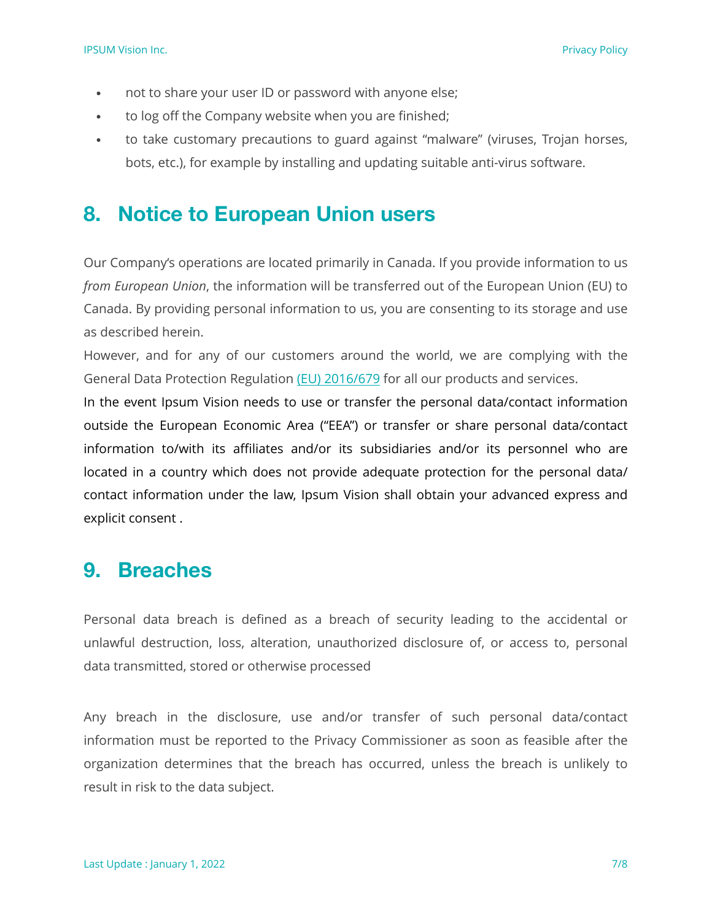- not to share your user ID or password with anyone else;
- to log off the Company website when you are finished;
- to take customary precautions to guard against "malware" (viruses, Trojan horses, bots, etc.), for example by installing and updating suitable anti-virus software.

## 8. Notice to European Union users

Our Company's operations are located primarily in Canada. If you provide information to us *from European Union*, the information will be transferred out of the European Union (EU) to Canada. By providing personal information to us, you are consenting to its storage and use as described herein.

However, and for any of our customers around the world, we are complying with the General Data Protection Regulation (EU) 2016/679 for all our products and services.

In the event Ipsum Vision needs to use or transfer the personal data/contact information outside the European Economic Area ("EEA") or transfer or share personal data/contact information to/with its affiliates and/or its subsidiaries and/or its personnel who are located in a country which does not provide adequate protection for the personal data/ contact information under the law, Ipsum Vision shall obtain your advanced express and explicit consent .

## 9. Breaches

Personal data breach is defined as a breach of security leading to the accidental or unlawful destruction, loss, alteration, unauthorized disclosure of, or access to, personal data transmitted, stored or otherwise processed

Any breach in the disclosure, use and/or transfer of such personal data/contact information must be reported to the Privacy Commissioner as soon as feasible after the organization determines that the breach has occurred, unless the breach is unlikely to result in risk to the data subject.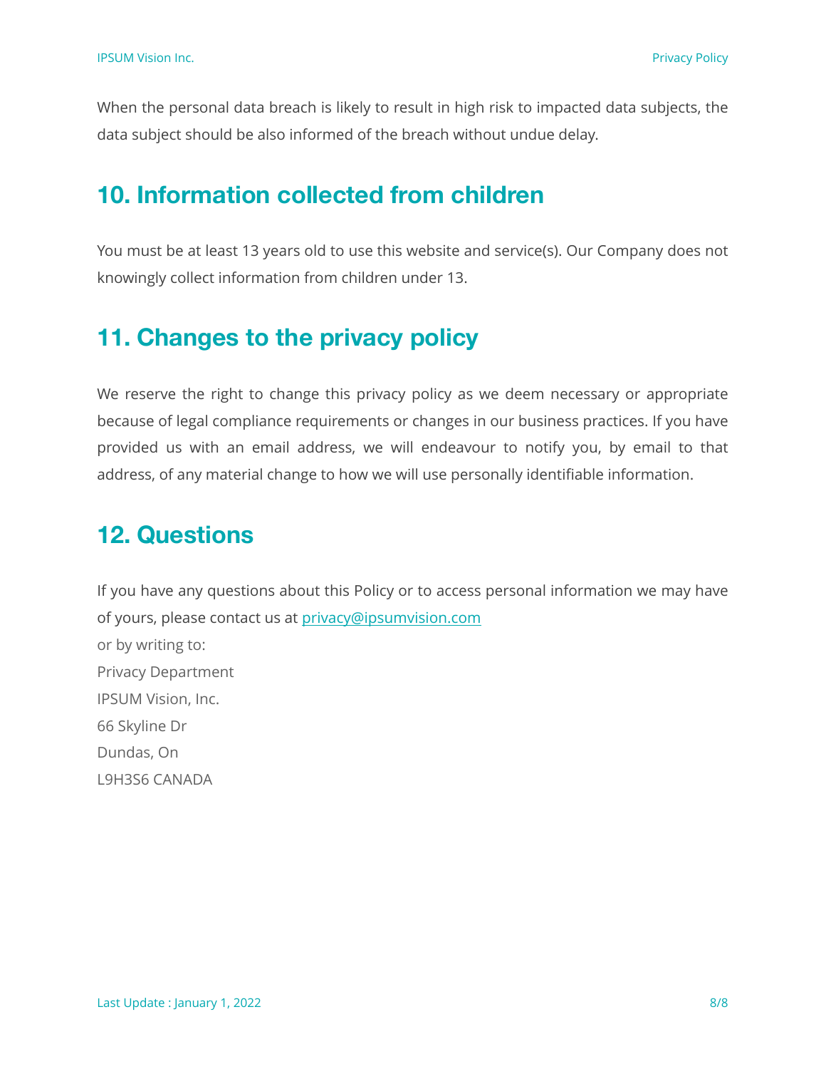When the personal data breach is likely to result in high risk to impacted data subjects, the data subject should be also informed of the breach without undue delay.

## 10. Information collected from children

You must be at least 13 years old to use this website and service(s). Our Company does not knowingly collect information from children under 13.

## 11. Changes to the privacy policy

We reserve the right to change this privacy policy as we deem necessary or appropriate because of legal compliance requirements or changes in our business practices. If you have provided us with an email address, we will endeavour to notify you, by email to that address, of any material change to how we will use personally identifiable information.

## 12. Questions

If you have any questions about this Policy or to access personal information we may have of yours, please contact us at privacy@ipsumvision.com
or by writing to:
Privacy Department
IPSUM Vision, Inc.
66 Skyline Dr
Dundas, On
L9H3S6 CANADA

Last Update : January 1, 2022